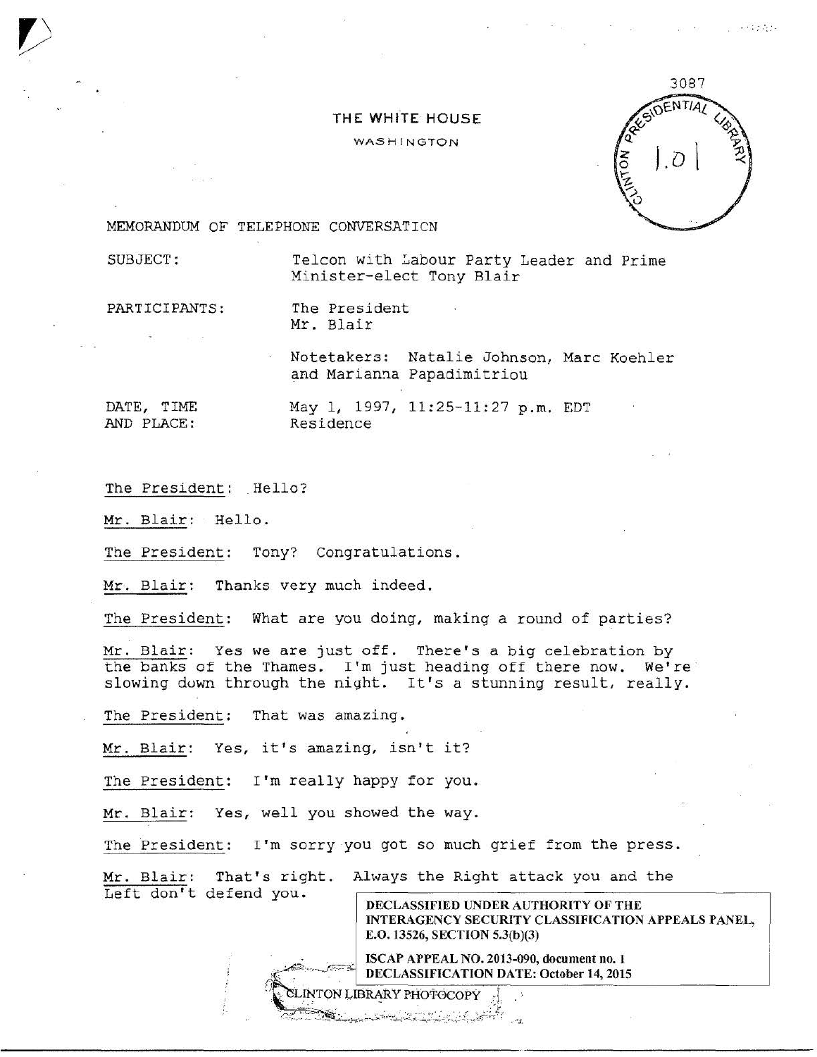# THE WHITE HOUSE

WASHINGTON

3087

CLINTON PRESIDENTIAL LIBRARY

1.01

MEMORANDUM OF TELEPHONE CONVERSATION

SUBJECT: Telcon with Labour Party Leader and Prime Minister-elect Tony Blair

PARTICIPANTS: The President
Mr. Blair

Notetakers: Natalie Johnson, Marc Koehler and Marianna Papadimitriou

DATE, TIME AND PLACE: May 1, 1997, 11:25-11:27 p.m. EDT
Residence

The President: Hello?

Mr. Blair: Hello.

The President: Tony? Congratulations.

Mr. Blair: Thanks very much indeed.

The President: What are you doing, making a round of parties?

Mr. Blair: Yes we are just off. There's a big celebration by the banks of the Thames. I'm just heading off there now. We're slowing down through the night. It's a stunning result, really.

The President: That was amazing.

Mr. Blair: Yes, it's amazing, isn't it?

The President: I'm really happy for you.

Mr. Blair: Yes, well you showed the way.

The President: I'm sorry you got so much grief from the press.

Mr. Blair: That's right. Always the Right attack you and the Left don't defend you.

**DECLASSIFIED UNDER AUTHORITY OF THE INTERAGENCY SECURITY CLASSIFICATION APPEALS PANEL, E.O. 13526, SECTION 5.3(b)(3)**

**ISCAP APPEAL NO. 2013-090, document no. 1**
**DECLASSIFICATION DATE: October 14, 2015**

CLINTON LIBRARY PHOTOCOPY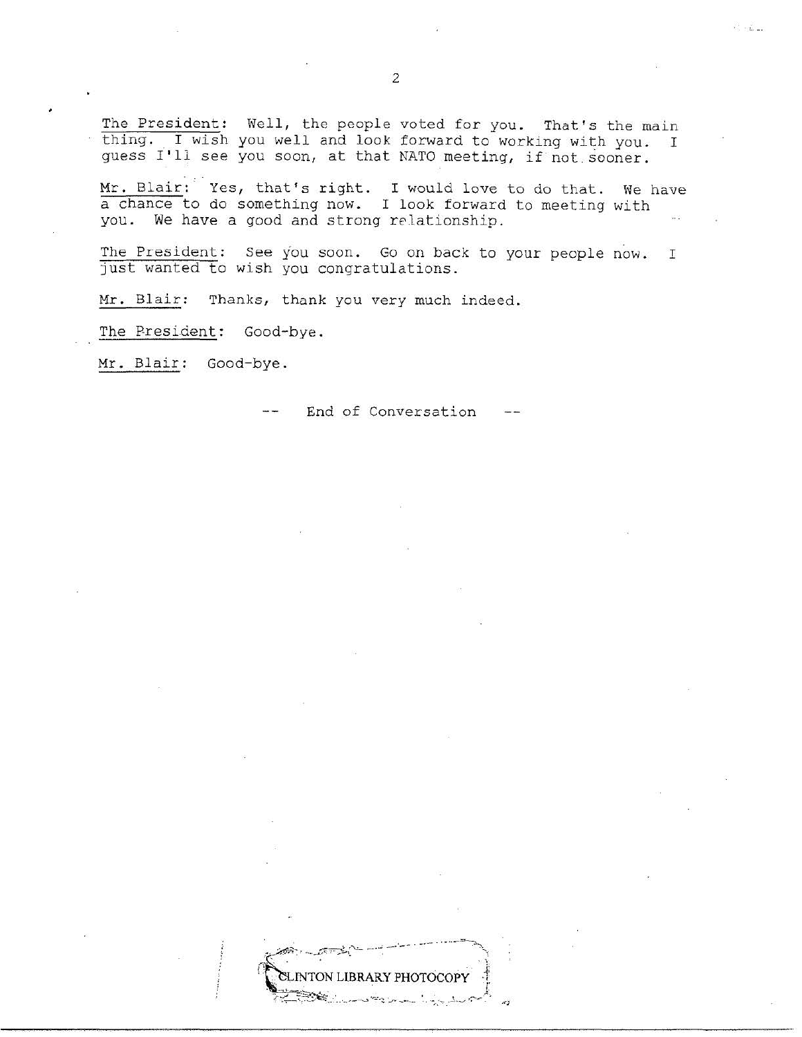The President: Well, the people voted for you. That's the main thing. I wish you well and look forward to working with you. I guess I'll see you soon, at that NATO meeting, if not sooner.

Mr. Blair: Yes, that's right. I would love to do that. We have a chance to do something now. I look forward to meeting with you. We have a good and strong relationship.

The President: See you soon. Go on back to your people now. I just wanted to wish you congratulations.

Mr. Blair: Thanks, thank you very much indeed.

The President: Good-bye.

Mr. Blair: Good-bye.

-- End of Conversation --

CLINTON LIBRARY PHOTOCOPY